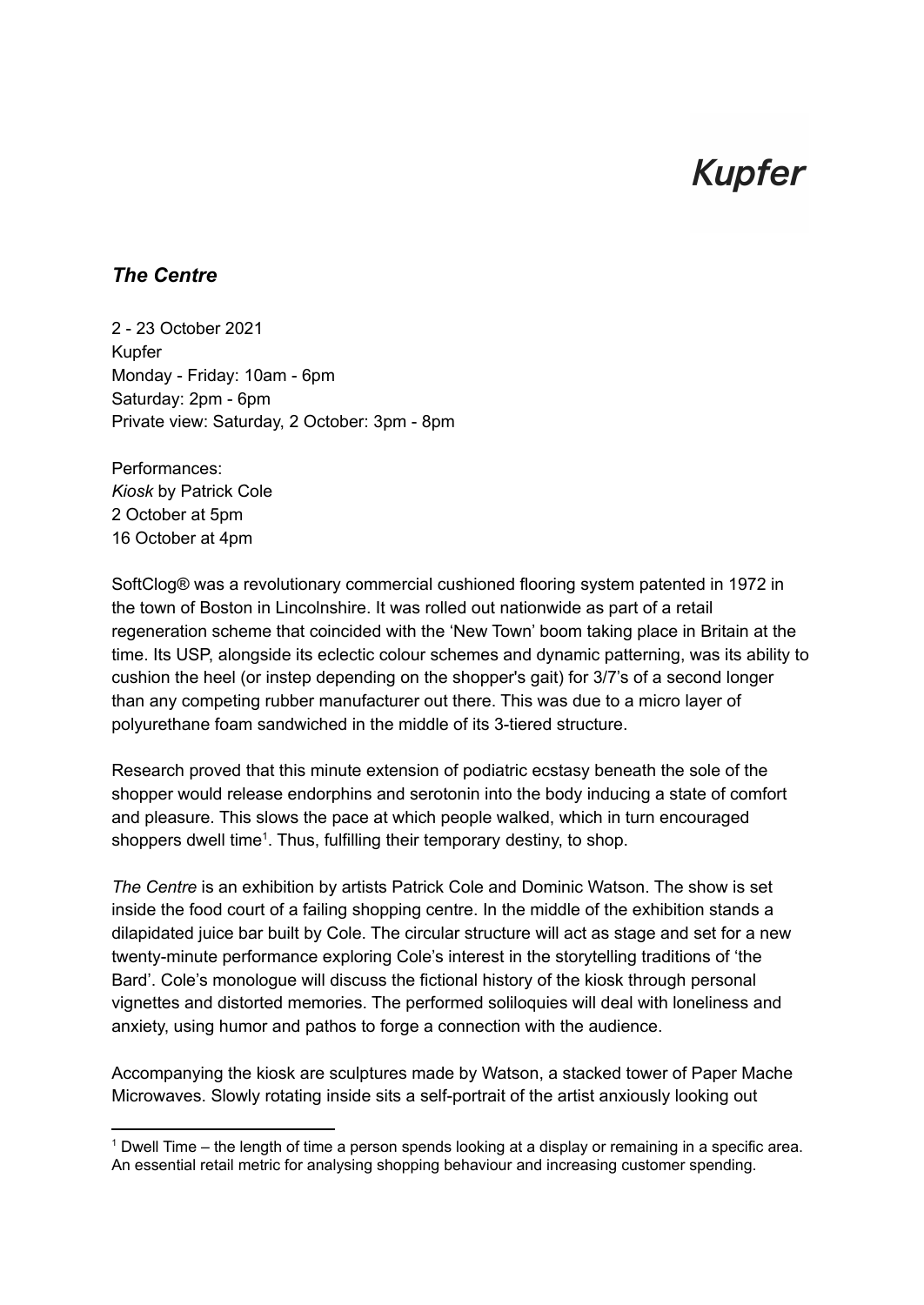Kupfer

## *The Centre*

2 - 23 October 2021
Kupfer
Monday - Friday: 10am - 6pm
Saturday: 2pm - 6pm
Private view: Saturday, 2 October: 3pm - 8pm

Performances:
*Kiosk* by Patrick Cole
2 October at 5pm
16 October at 4pm

SoftClog® was a revolutionary commercial cushioned flooring system patented in 1972 in the town of Boston in Lincolnshire. It was rolled out nationwide as part of a retail regeneration scheme that coincided with the 'New Town' boom taking place in Britain at the time. Its USP, alongside its eclectic colour schemes and dynamic patterning, was its ability to cushion the heel (or instep depending on the shopper's gait) for 3/7's of a second longer than any competing rubber manufacturer out there. This was due to a micro layer of polyurethane foam sandwiched in the middle of its 3-tiered structure.

Research proved that this minute extension of podiatric ecstasy beneath the sole of the shopper would release endorphins and serotonin into the body inducing a state of comfort and pleasure. This slows the pace at which people walked, which in turn encouraged shoppers dwell time[1]. Thus, fulfilling their temporary destiny, to shop.

*The Centre* is an exhibition by artists Patrick Cole and Dominic Watson. The show is set inside the food court of a failing shopping centre. In the middle of the exhibition stands a dilapidated juice bar built by Cole. The circular structure will act as stage and set for a new twenty-minute performance exploring Cole's interest in the storytelling traditions of 'the Bard'. Cole's monologue will discuss the fictional history of the kiosk through personal vignettes and distorted memories. The performed soliloquies will deal with loneliness and anxiety, using humor and pathos to forge a connection with the audience.

Accompanying the kiosk are sculptures made by Watson, a stacked tower of Paper Mache Microwaves. Slowly rotating inside sits a self-portrait of the artist anxiously looking out

[1] Dwell Time – the length of time a person spends looking at a display or remaining in a specific area. An essential retail metric for analysing shopping behaviour and increasing customer spending.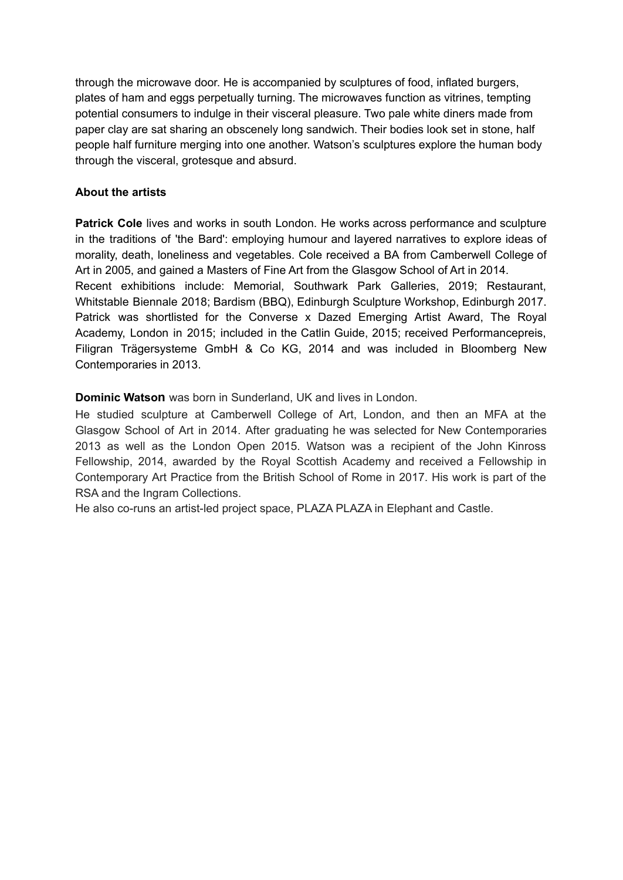through the microwave door. He is accompanied by sculptures of food, inflated burgers, plates of ham and eggs perpetually turning. The microwaves function as vitrines, tempting potential consumers to indulge in their visceral pleasure. Two pale white diners made from paper clay are sat sharing an obscenely long sandwich. Their bodies look set in stone, half people half furniture merging into one another. Watson's sculptures explore the human body through the visceral, grotesque and absurd.

**About the artists**

**Patrick Cole** lives and works in south London. He works across performance and sculpture in the traditions of 'the Bard': employing humour and layered narratives to explore ideas of morality, death, loneliness and vegetables. Cole received a BA from Camberwell College of Art in 2005, and gained a Masters of Fine Art from the Glasgow School of Art in 2014.
Recent exhibitions include: Memorial, Southwark Park Galleries, 2019; Restaurant, Whitstable Biennale 2018; Bardism (BBQ), Edinburgh Sculpture Workshop, Edinburgh 2017. Patrick was shortlisted for the Converse x Dazed Emerging Artist Award, The Royal Academy, London in 2015; included in the Catlin Guide, 2015; received Performancepreis, Filigran Trägersysteme GmbH & Co KG, 2014 and was included in Bloomberg New Contemporaries in 2013.

**Dominic Watson** was born in Sunderland, UK and lives in London.
He studied sculpture at Camberwell College of Art, London, and then an MFA at the Glasgow School of Art in 2014. After graduating he was selected for New Contemporaries 2013 as well as the London Open 2015. Watson was a recipient of the John Kinross Fellowship, 2014, awarded by the Royal Scottish Academy and received a Fellowship in Contemporary Art Practice from the British School of Rome in 2017. His work is part of the RSA and the Ingram Collections.
He also co-runs an artist-led project space, PLAZA PLAZA in Elephant and Castle.